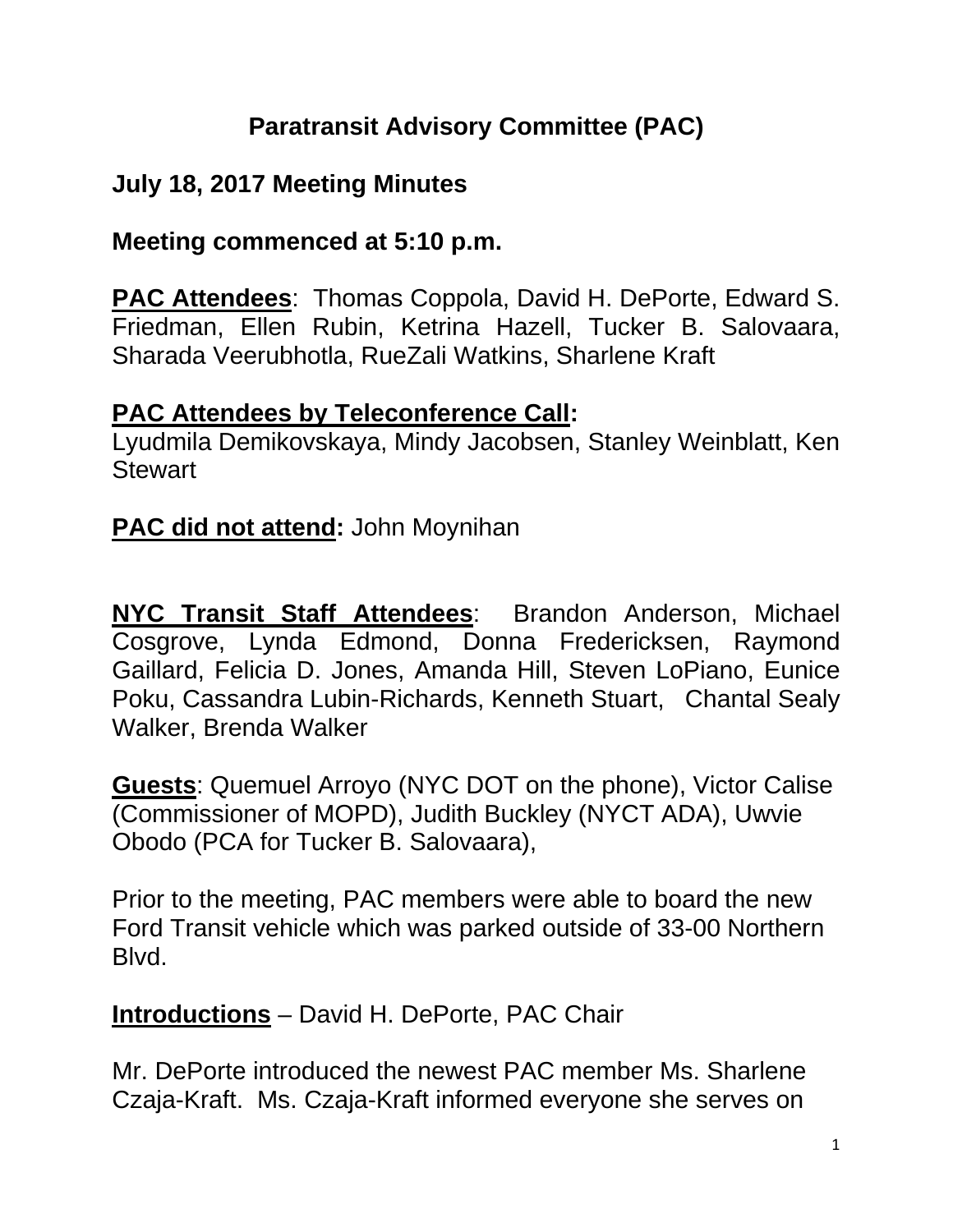# Paratransit Advisory Committee (PAC)

## July 18, 2017 Meeting Minutes

## Meeting commenced at 5:10 p.m.

**PAC Attendees**: Thomas Coppola, David H. DePorte, Edward S. Friedman, Ellen Rubin, Ketrina Hazell, Tucker B. Salovaara, Sharada Veerubhotla, RueZali Watkins, Sharlene Kraft

**PAC Attendees by Teleconference Call:**
Lyudmila Demikovskaya, Mindy Jacobsen, Stanley Weinblatt, Ken Stewart

**PAC did not attend:** John Moynihan

**NYC Transit Staff Attendees**: Brandon Anderson, Michael Cosgrove, Lynda Edmond, Donna Fredericksen, Raymond Gaillard, Felicia D. Jones, Amanda Hill, Steven LoPiano, Eunice Poku, Cassandra Lubin-Richards, Kenneth Stuart, Chantal Sealy Walker, Brenda Walker

**Guests**: Quemuel Arroyo (NYC DOT on the phone), Victor Calise (Commissioner of MOPD), Judith Buckley (NYCT ADA), Uwvie Obodo (PCA for Tucker B. Salovaara),

Prior to the meeting, PAC members were able to board the new Ford Transit vehicle which was parked outside of 33-00 Northern Blvd.

**Introductions** – David H. DePorte, PAC Chair

Mr. DePorte introduced the newest PAC member Ms. Sharlene Czaja-Kraft. Ms. Czaja-Kraft informed everyone she serves on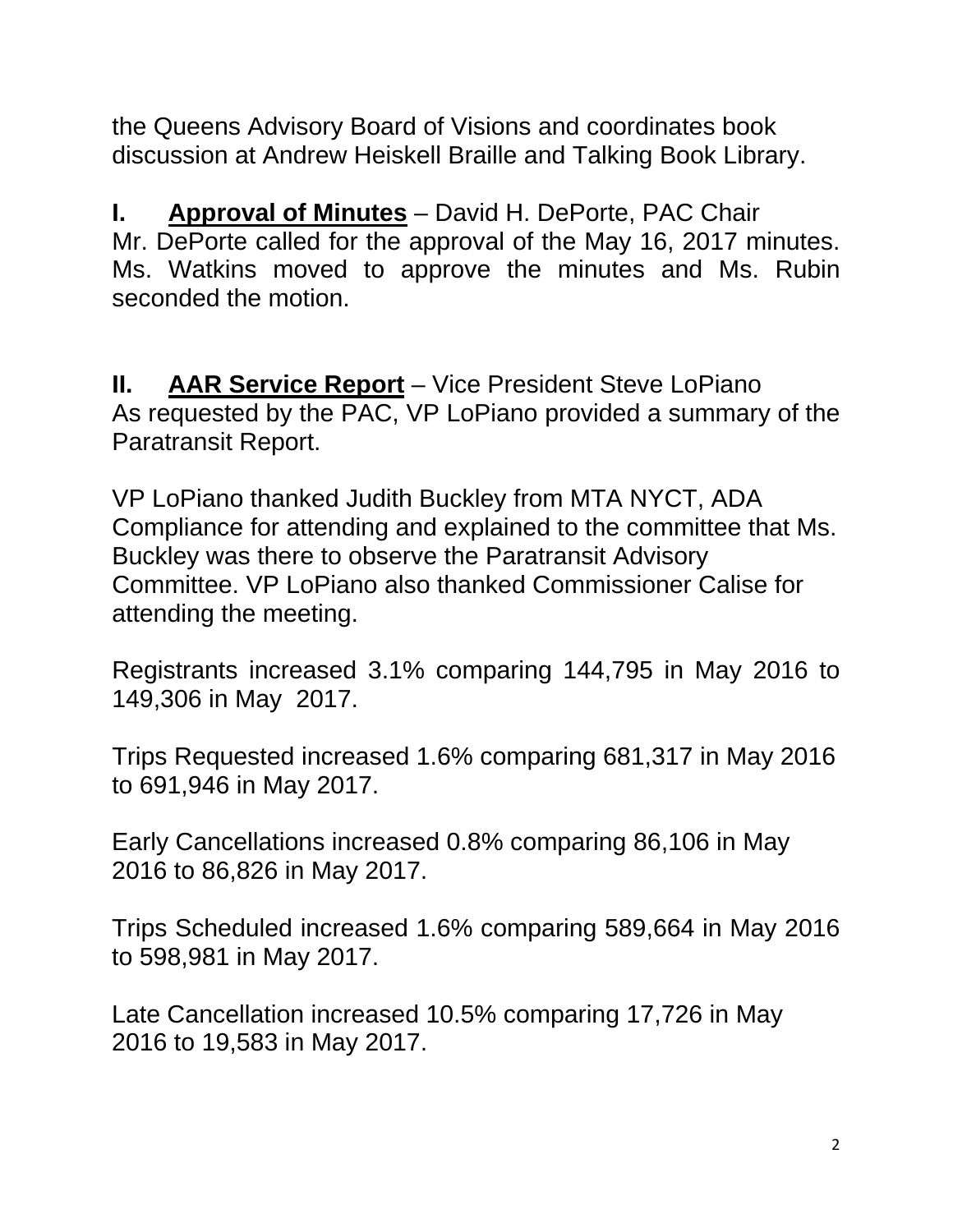the Queens Advisory Board of Visions and coordinates book discussion at Andrew Heiskell Braille and Talking Book Library.

**I. <u>Approval of Minutes</u>** – David H. DePorte, PAC Chair
Mr. DePorte called for the approval of the May 16, 2017 minutes. Ms. Watkins moved to approve the minutes and Ms. Rubin seconded the motion.

**II. <u>AAR Service Report</u>** – Vice President Steve LoPiano
As requested by the PAC, VP LoPiano provided a summary of the Paratransit Report.

VP LoPiano thanked Judith Buckley from MTA NYCT, ADA Compliance for attending and explained to the committee that Ms. Buckley was there to observe the Paratransit Advisory Committee. VP LoPiano also thanked Commissioner Calise for attending the meeting.

Registrants increased 3.1% comparing 144,795 in May 2016 to 149,306 in May 2017.

Trips Requested increased 1.6% comparing 681,317 in May 2016 to 691,946 in May 2017.

Early Cancellations increased 0.8% comparing 86,106 in May 2016 to 86,826 in May 2017.

Trips Scheduled increased 1.6% comparing 589,664 in May 2016 to 598,981 in May 2017.

Late Cancellation increased 10.5% comparing 17,726 in May 2016 to 19,583 in May 2017.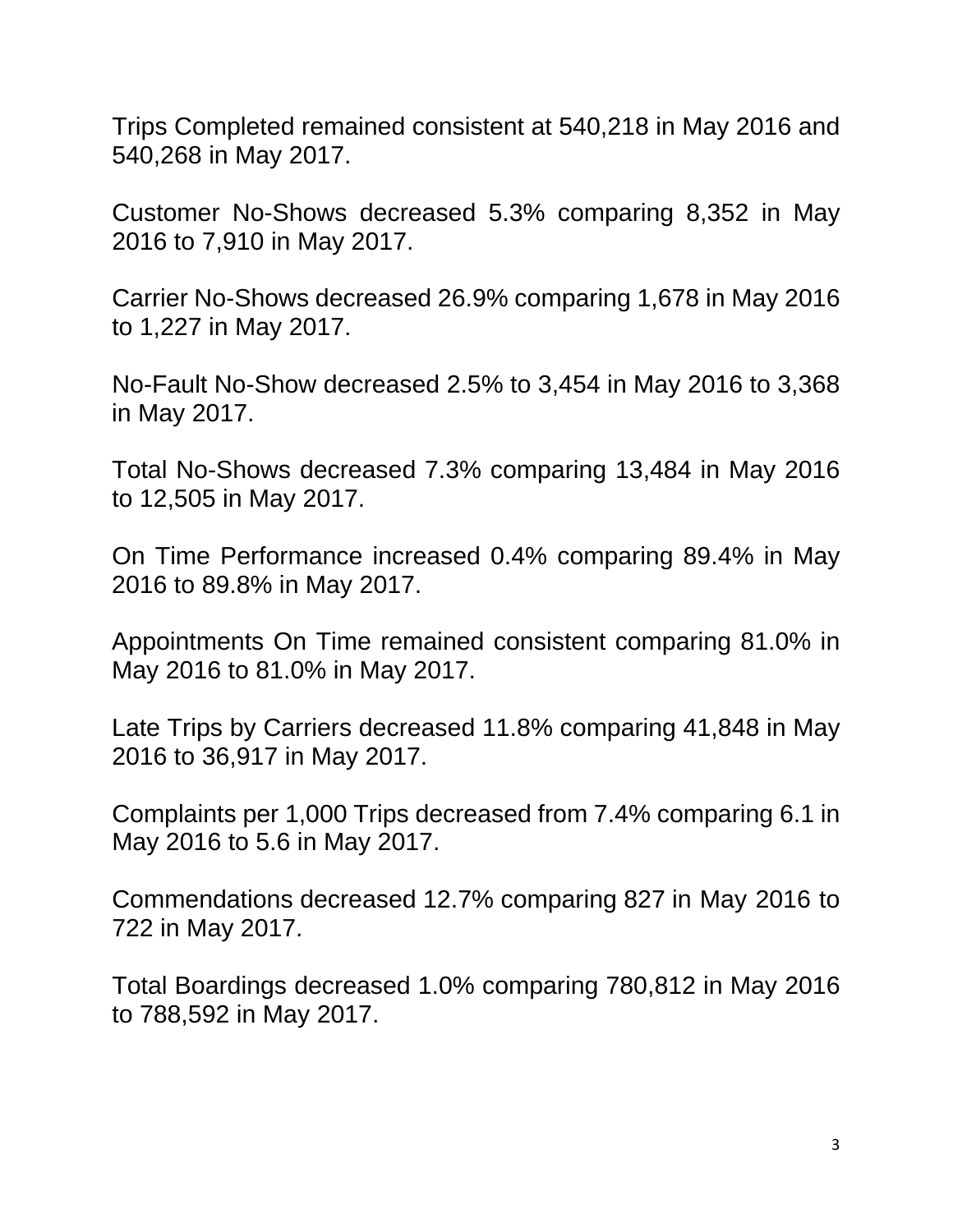Trips Completed remained consistent at 540,218 in May 2016 and 540,268 in May 2017.

Customer No-Shows decreased 5.3% comparing 8,352 in May 2016 to 7,910 in May 2017.

Carrier No-Shows decreased 26.9% comparing 1,678 in May 2016 to 1,227 in May 2017.

No-Fault No-Show decreased 2.5% to 3,454 in May 2016 to 3,368 in May 2017.

Total No-Shows decreased 7.3% comparing 13,484 in May 2016 to 12,505 in May 2017.

On Time Performance increased 0.4% comparing 89.4% in May 2016 to 89.8% in May 2017.

Appointments On Time remained consistent comparing 81.0% in May 2016 to 81.0% in May 2017.

Late Trips by Carriers decreased 11.8% comparing 41,848 in May 2016 to 36,917 in May 2017.

Complaints per 1,000 Trips decreased from 7.4% comparing 6.1 in May 2016 to 5.6 in May 2017.

Commendations decreased 12.7% comparing 827 in May 2016 to 722 in May 2017.

Total Boardings decreased 1.0% comparing 780,812 in May 2016 to 788,592 in May 2017.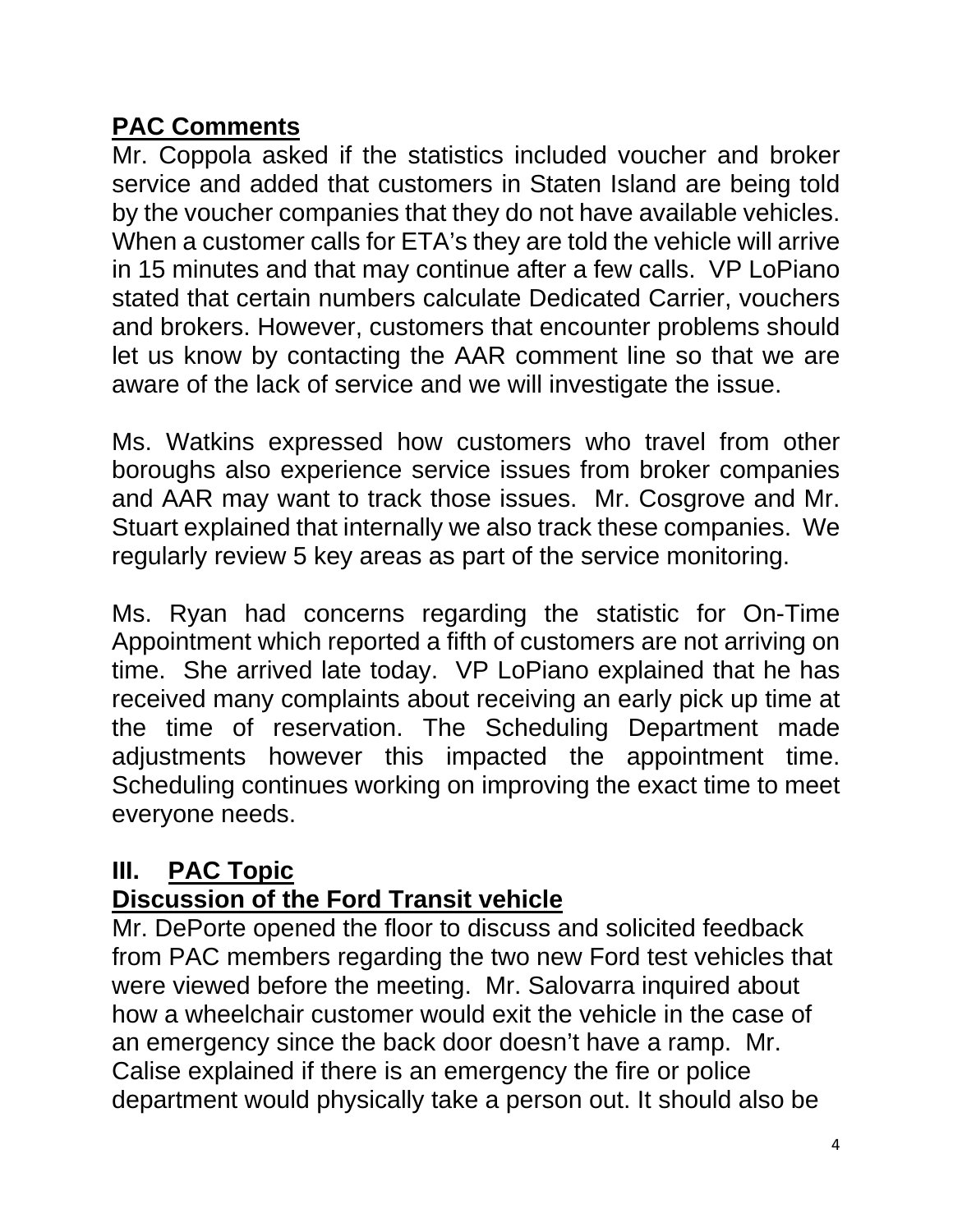**PAC Comments**

Mr. Coppola asked if the statistics included voucher and broker service and added that customers in Staten Island are being told by the voucher companies that they do not have available vehicles. When a customer calls for ETA's they are told the vehicle will arrive in 15 minutes and that may continue after a few calls. VP LoPiano stated that certain numbers calculate Dedicated Carrier, vouchers and brokers. However, customers that encounter problems should let us know by contacting the AAR comment line so that we are aware of the lack of service and we will investigate the issue.

Ms. Watkins expressed how customers who travel from other boroughs also experience service issues from broker companies and AAR may want to track those issues. Mr. Cosgrove and Mr. Stuart explained that internally we also track these companies. We regularly review 5 key areas as part of the service monitoring.

Ms. Ryan had concerns regarding the statistic for On-Time Appointment which reported a fifth of customers are not arriving on time. She arrived late today. VP LoPiano explained that he has received many complaints about receiving an early pick up time at the time of reservation. The Scheduling Department made adjustments however this impacted the appointment time. Scheduling continues working on improving the exact time to meet everyone needs.

## III. PAC Topic

**Discussion of the Ford Transit vehicle**

Mr. DePorte opened the floor to discuss and solicited feedback from PAC members regarding the two new Ford test vehicles that were viewed before the meeting. Mr. Salovarra inquired about how a wheelchair customer would exit the vehicle in the case of an emergency since the back door doesn't have a ramp. Mr. Calise explained if there is an emergency the fire or police department would physically take a person out. It should also be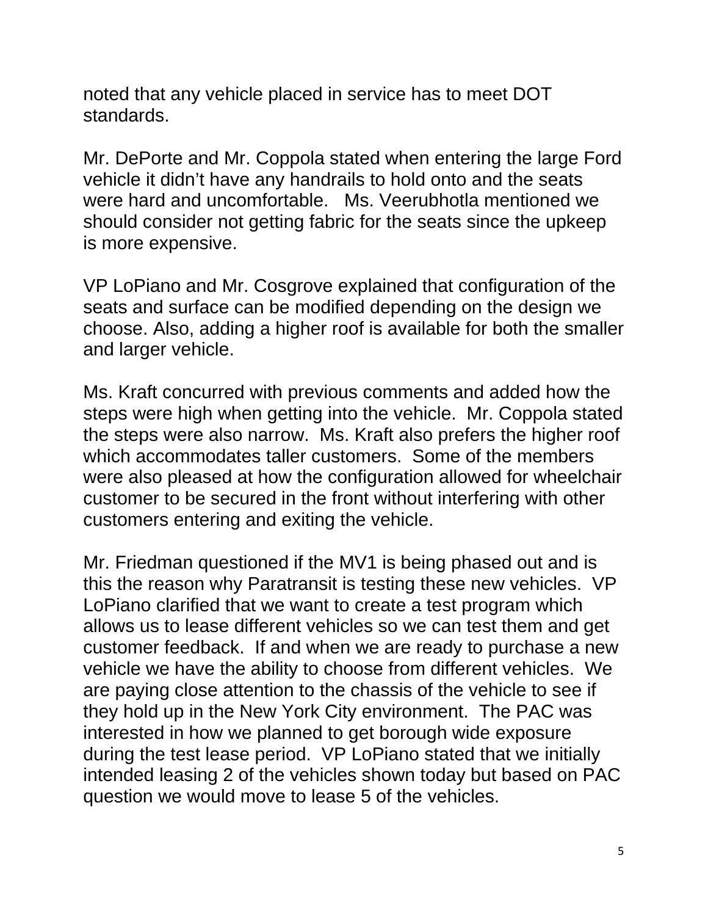noted that any vehicle placed in service has to meet DOT standards.

Mr. DePorte and Mr. Coppola stated when entering the large Ford vehicle it didn't have any handrails to hold onto and the seats were hard and uncomfortable. Ms. Veerubhotla mentioned we should consider not getting fabric for the seats since the upkeep is more expensive.

VP LoPiano and Mr. Cosgrove explained that configuration of the seats and surface can be modified depending on the design we choose. Also, adding a higher roof is available for both the smaller and larger vehicle.

Ms. Kraft concurred with previous comments and added how the steps were high when getting into the vehicle. Mr. Coppola stated the steps were also narrow. Ms. Kraft also prefers the higher roof which accommodates taller customers. Some of the members were also pleased at how the configuration allowed for wheelchair customer to be secured in the front without interfering with other customers entering and exiting the vehicle.

Mr. Friedman questioned if the MV1 is being phased out and is this the reason why Paratransit is testing these new vehicles. VP LoPiano clarified that we want to create a test program which allows us to lease different vehicles so we can test them and get customer feedback. If and when we are ready to purchase a new vehicle we have the ability to choose from different vehicles. We are paying close attention to the chassis of the vehicle to see if they hold up in the New York City environment. The PAC was interested in how we planned to get borough wide exposure during the test lease period. VP LoPiano stated that we initially intended leasing 2 of the vehicles shown today but based on PAC question we would move to lease 5 of the vehicles.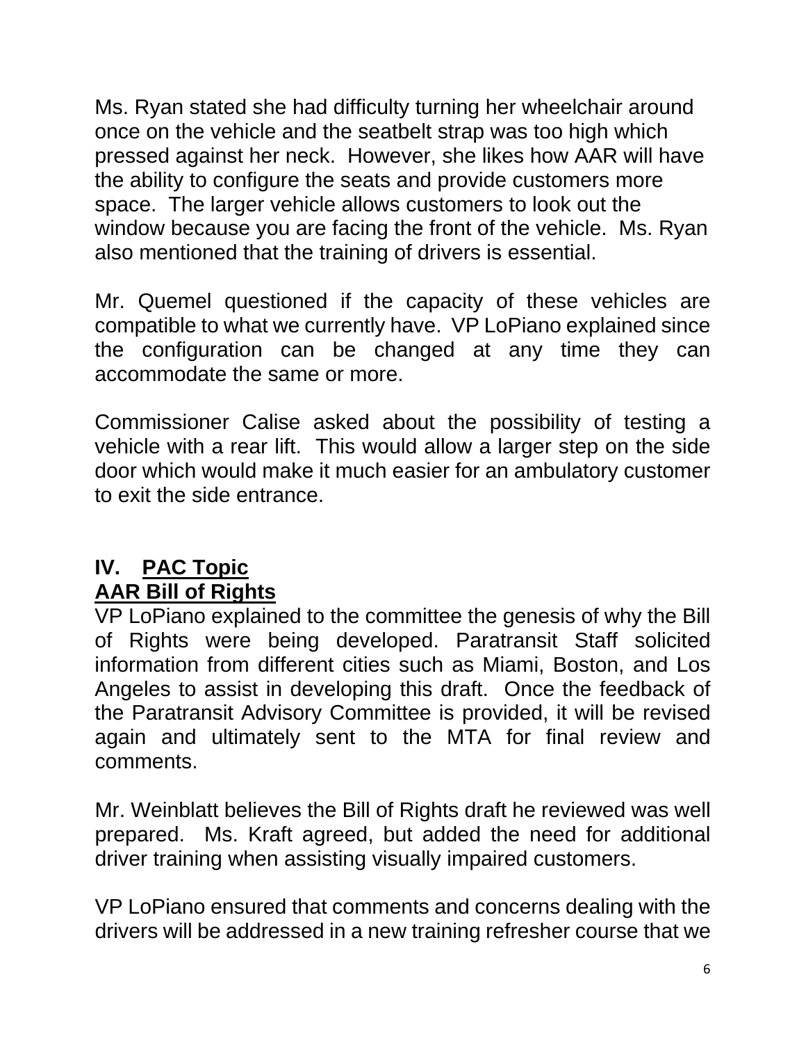Ms. Ryan stated she had difficulty turning her wheelchair around once on the vehicle and the seatbelt strap was too high which pressed against her neck. However, she likes how AAR will have the ability to configure the seats and provide customers more space. The larger vehicle allows customers to look out the window because you are facing the front of the vehicle. Ms. Ryan also mentioned that the training of drivers is essential.

Mr. Quemel questioned if the capacity of these vehicles are compatible to what we currently have. VP LoPiano explained since the configuration can be changed at any time they can accommodate the same or more.

Commissioner Calise asked about the possibility of testing a vehicle with a rear lift. This would allow a larger step on the side door which would make it much easier for an ambulatory customer to exit the side entrance.

## IV. <u>PAC Topic</u>

### <u>AAR Bill of Rights</u>

VP LoPiano explained to the committee the genesis of why the Bill of Rights were being developed. Paratransit Staff solicited information from different cities such as Miami, Boston, and Los Angeles to assist in developing this draft. Once the feedback of the Paratransit Advisory Committee is provided, it will be revised again and ultimately sent to the MTA for final review and comments.

Mr. Weinblatt believes the Bill of Rights draft he reviewed was well prepared. Ms. Kraft agreed, but added the need for additional driver training when assisting visually impaired customers.

VP LoPiano ensured that comments and concerns dealing with the drivers will be addressed in a new training refresher course that we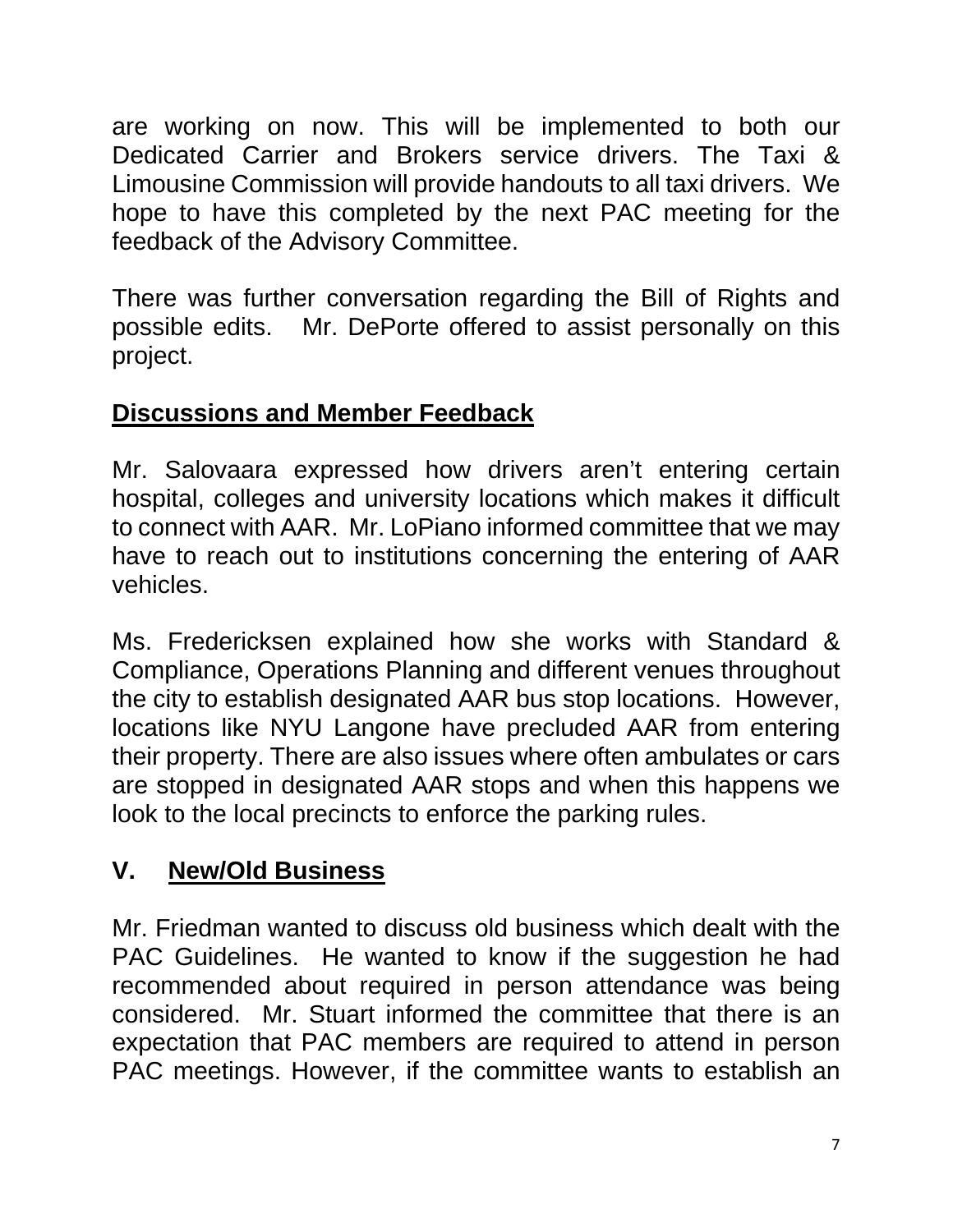are working on now. This will be implemented to both our Dedicated Carrier and Brokers service drivers. The Taxi & Limousine Commission will provide handouts to all taxi drivers. We hope to have this completed by the next PAC meeting for the feedback of the Advisory Committee.

There was further conversation regarding the Bill of Rights and possible edits. Mr. DePorte offered to assist personally on this project.

**Discussions and Member Feedback**

Mr. Salovaara expressed how drivers aren't entering certain hospital, colleges and university locations which makes it difficult to connect with AAR. Mr. LoPiano informed committee that we may have to reach out to institutions concerning the entering of AAR vehicles.

Ms. Fredericksen explained how she works with Standard & Compliance, Operations Planning and different venues throughout the city to establish designated AAR bus stop locations. However, locations like NYU Langone have precluded AAR from entering their property. There are also issues where often ambulates or cars are stopped in designated AAR stops and when this happens we look to the local precincts to enforce the parking rules.

## V. New/Old Business

Mr. Friedman wanted to discuss old business which dealt with the PAC Guidelines. He wanted to know if the suggestion he had recommended about required in person attendance was being considered. Mr. Stuart informed the committee that there is an expectation that PAC members are required to attend in person PAC meetings. However, if the committee wants to establish an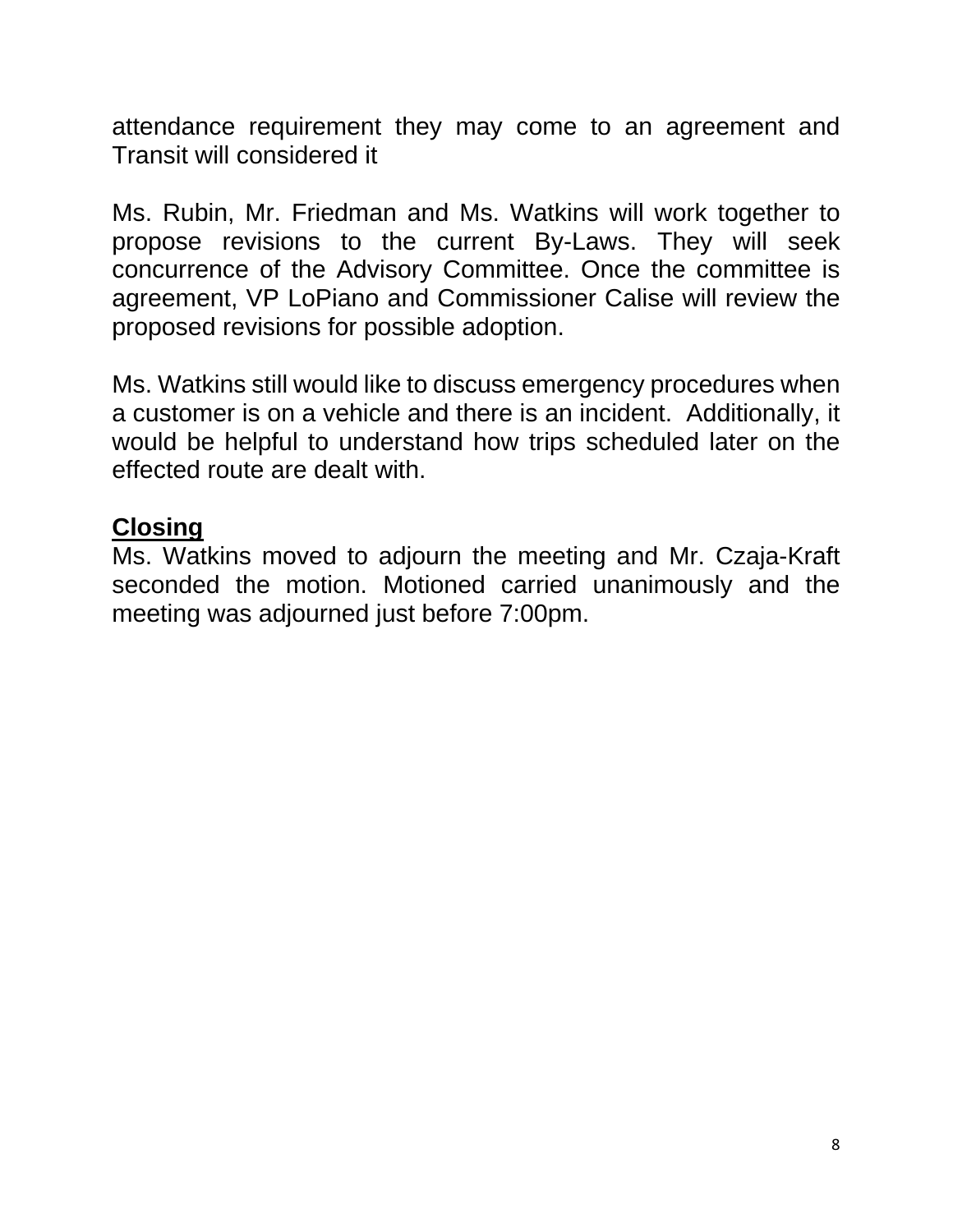attendance requirement they may come to an agreement and Transit will considered it

Ms. Rubin, Mr. Friedman and Ms. Watkins will work together to propose revisions to the current By-Laws. They will seek concurrence of the Advisory Committee. Once the committee is agreement, VP LoPiano and Commissioner Calise will review the proposed revisions for possible adoption.

Ms. Watkins still would like to discuss emergency procedures when a customer is on a vehicle and there is an incident. Additionally, it would be helpful to understand how trips scheduled later on the effected route are dealt with.

## Closing

Ms. Watkins moved to adjourn the meeting and Mr. Czaja-Kraft seconded the motion. Motioned carried unanimously and the meeting was adjourned just before 7:00pm.